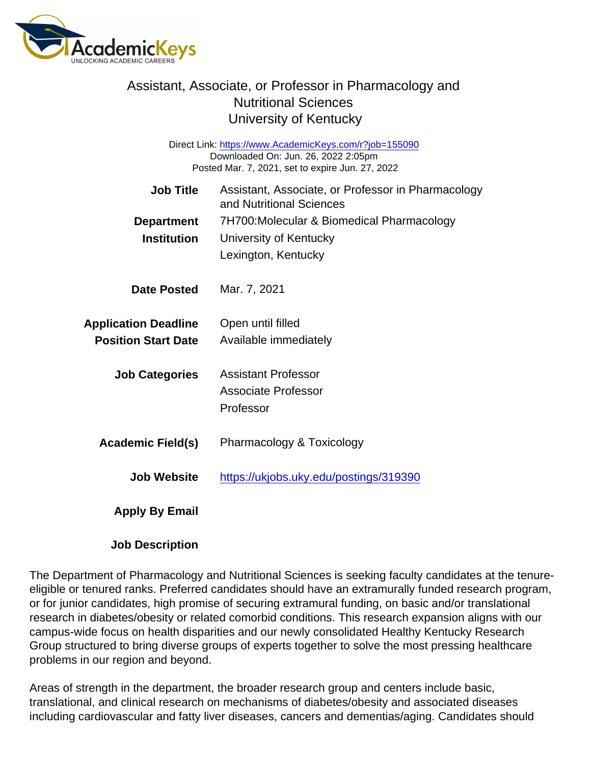# Assistant, Associate, or Professor in Pharmacology and Nutritional Sciences
## University of Kentucky

Direct Link: https://www.AcademicKeys.com/r?job=155090
Downloaded On: Jun. 26, 2022 2:05pm
Posted Mar. 7, 2021, set to expire Jun. 27, 2022

| | |
|---|---|
| **Job Title** | Assistant, Associate, or Professor in Pharmacology and Nutritional Sciences |
| **Department** | 7H700:Molecular & Biomedical Pharmacology |
| **Institution** | University of Kentucky<br>Lexington, Kentucky |
| **Date Posted** | Mar. 7, 2021 |
| **Application Deadline** | Open until filled |
| **Position Start Date** | Available immediately |
| **Job Categories** | Assistant Professor<br>Associate Professor<br>Professor |
| **Academic Field(s)** | Pharmacology & Toxicology |
| **Job Website** | https://ukjobs.uky.edu/postings/319390 |
| **Apply By Email** | |

**Job Description**

The Department of Pharmacology and Nutritional Sciences is seeking faculty candidates at the tenure-eligible or tenured ranks. Preferred candidates should have an extramurally funded research program, or for junior candidates, high promise of securing extramural funding, on basic and/or translational research in diabetes/obesity or related comorbid conditions. This research expansion aligns with our campus-wide focus on health disparities and our newly consolidated Healthy Kentucky Research Group structured to bring diverse groups of experts together to solve the most pressing healthcare problems in our region and beyond.

Areas of strength in the department, the broader research group and centers include basic, translational, and clinical research on mechanisms of diabetes/obesity and associated diseases including cardiovascular and fatty liver diseases, cancers and dementias/aging. Candidates should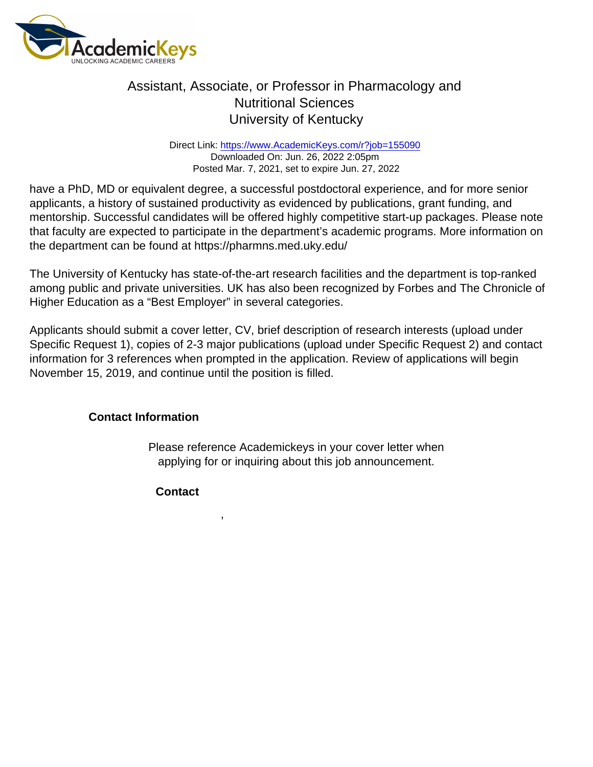have a PhD, MD or equivalent degree, a successful postdoctoral experience, and for more senior applicants, a history of sustained productivity as evidenced by publications, grant funding, and mentorship. Successful candidates will be offered highly competitive start-up packages. Please note that faculty are expected to participate in the department's academic programs. More information on the department can be found at https://pharmns.med.uky.edu/

The University of Kentucky has state-of-the-art research facilities and the department is top-ranked among public and private universities. UK has also been recognized by Forbes and The Chronicle of Higher Education as a "Best Employer" in several categories.

Applicants should submit a cover letter, CV, brief description of research interests (upload under Specific Request 1), copies of 2-3 major publications (upload under Specific Request 2) and contact information for 3 references when prompted in the application. Review of applications will begin November 15, 2019, and continue until the position is filled.

**Contact Information**

Please reference Academickeys in your cover letter when applying for or inquiring about this job announcement.

**Contact**

,